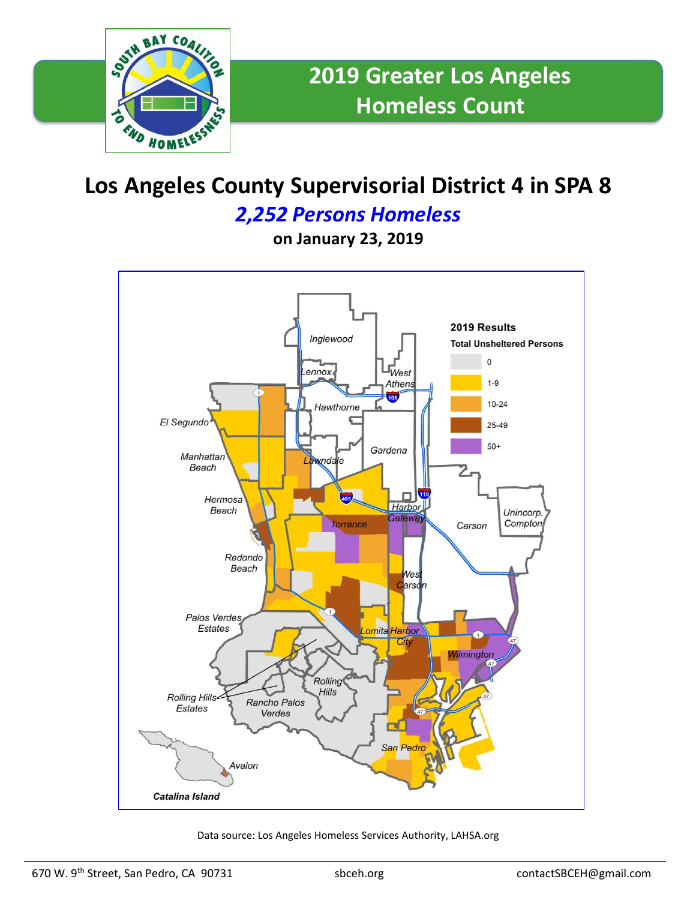# 2019 Greater Los Angeles Homeless Count

## Los Angeles County Supervisorial District 4 in SPA 8

***2,252 Persons Homeless***

**on January 23, 2019**

**2019 Results**

**Total Unsheltered Persons**

- 0
- 1-9
- 10-24
- 25-49
- 50+

Inglewood, Lennox, West Athens, Hawthorne, El Segundo, Manhattan Beach, Lawndale, Gardena, Hermosa Beach, Harbor Gateway, Torrance, Carson, Unincorp. Compton, Redondo Beach, West Carson, Palos Verdes Estates, Lomita, Harbor City, Wilmington, Rolling Hills, Rolling Hills Estates, Rancho Palos Verdes, San Pedro, Avalon, Catalina Island

Data source: Los Angeles Homeless Services Authority, LAHSA.org

670 W. 9th Street, San Pedro, CA 90731 | sbceh.org | contactSBCEH@gmail.com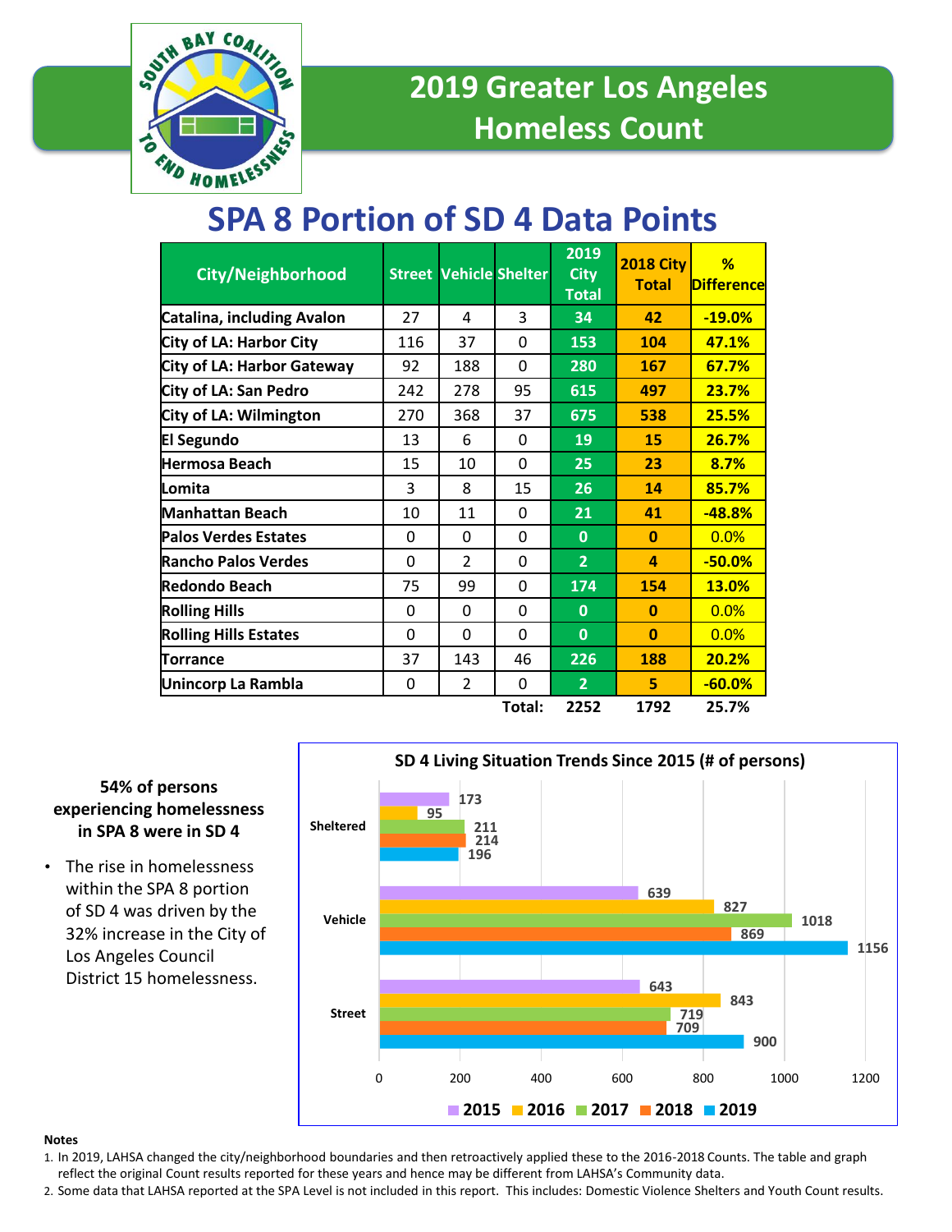# 2019 Greater Los Angeles Homeless Count

South Bay Coalition to End Homelessness

## SPA 8 Portion of SD 4 Data Points

| City/Neighborhood | Street | Vehicle | Shelter | 2019 City Total | 2018 City Total | % Difference |
|---|---|---|---|---|---|---|
| Catalina, including Avalon | 27 | 4 | 3 | 34 | 42 | -19.0% |
| City of LA: Harbor City | 116 | 37 | 0 | 153 | 104 | 47.1% |
| City of LA: Harbor Gateway | 92 | 188 | 0 | 280 | 167 | 67.7% |
| City of LA: San Pedro | 242 | 278 | 95 | 615 | 497 | 23.7% |
| City of LA: Wilmington | 270 | 368 | 37 | 675 | 538 | 25.5% |
| El Segundo | 13 | 6 | 0 | 19 | 15 | 26.7% |
| Hermosa Beach | 15 | 10 | 0 | 25 | 23 | 8.7% |
| Lomita | 3 | 8 | 15 | 26 | 14 | 85.7% |
| Manhattan Beach | 10 | 11 | 0 | 21 | 41 | -48.8% |
| Palos Verdes Estates | 0 | 0 | 0 | 0 | 0 | 0.0% |
| Rancho Palos Verdes | 0 | 2 | 0 | 2 | 4 | -50.0% |
| Redondo Beach | 75 | 99 | 0 | 174 | 154 | 13.0% |
| Rolling Hills | 0 | 0 | 0 | 0 | 0 | 0.0% |
| Rolling Hills Estates | 0 | 0 | 0 | 0 | 0 | 0.0% |
| Torrance | 37 | 143 | 46 | 226 | 188 | 20.2% |
| Unincorp La Rambla | 0 | 2 | 0 | 2 | 5 | -60.0% |
| | | | Total: | 2252 | 1792 | 25.7% |

**54% of persons experiencing homelessness in SPA 8 were in SD 4**

- The rise in homelessness within the SPA 8 portion of SD 4 was driven by the 32% increase in the City of Los Angeles Council District 15 homelessness.

SD 4 Living Situation Trends Since 2015 (# of persons)

Sheltered: 173, 95, 211, 214, 196

Vehicle: 639, 827, 1018, 869, 1156

Street: 643, 843, 719, 709, 900

0 200 400 600 800 1000 1200

2015 2016 2017 2018 2019

**Notes**

1. In 2019, LAHSA changed the city/neighborhood boundaries and then retroactively applied these to the 2016-2018 Counts. The table and graph reflect the original Count results reported for these years and hence may be different from LAHSA's Community data.
2. Some data that LAHSA reported at the SPA Level is not included in this report. This includes: Domestic Violence Shelters and Youth Count results.